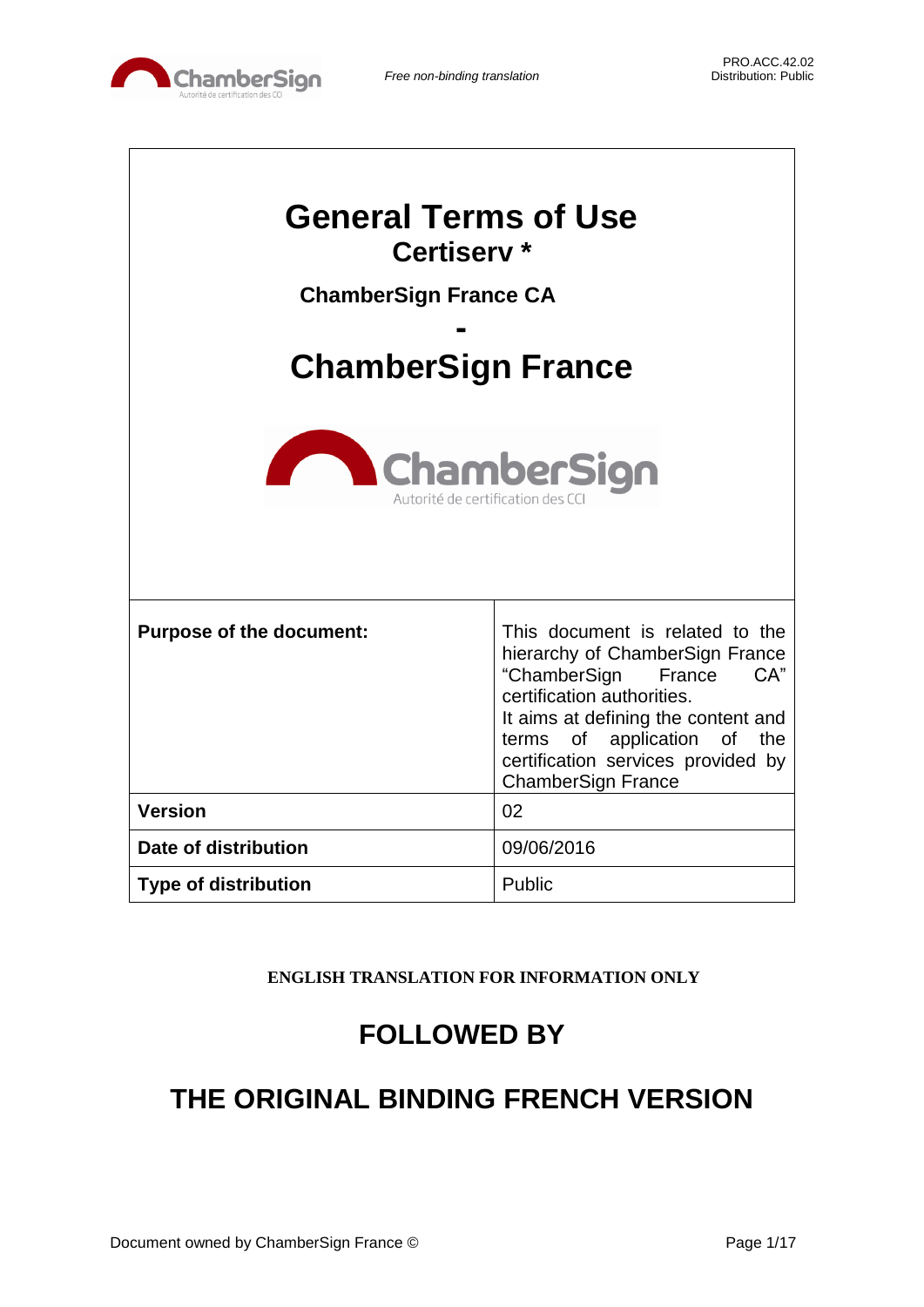# General Terms of Use

## Certiserv *

### ChamberSign France CA

## -

# ChamberSign France

| | |
|---|---|
| **Purpose of the document:** | This document is related to the hierarchy of ChamberSign France "ChamberSign France CA" certification authorities.<br>It aims at defining the content and terms of application of the certification services provided by ChamberSign France |
| **Version** | 02 |
| **Date of distribution** | 09/06/2016 |
| **Type of distribution** | Public |

**ENGLISH TRANSLATION FOR INFORMATION ONLY**

## FOLLOWED BY

## THE ORIGINAL BINDING FRENCH VERSION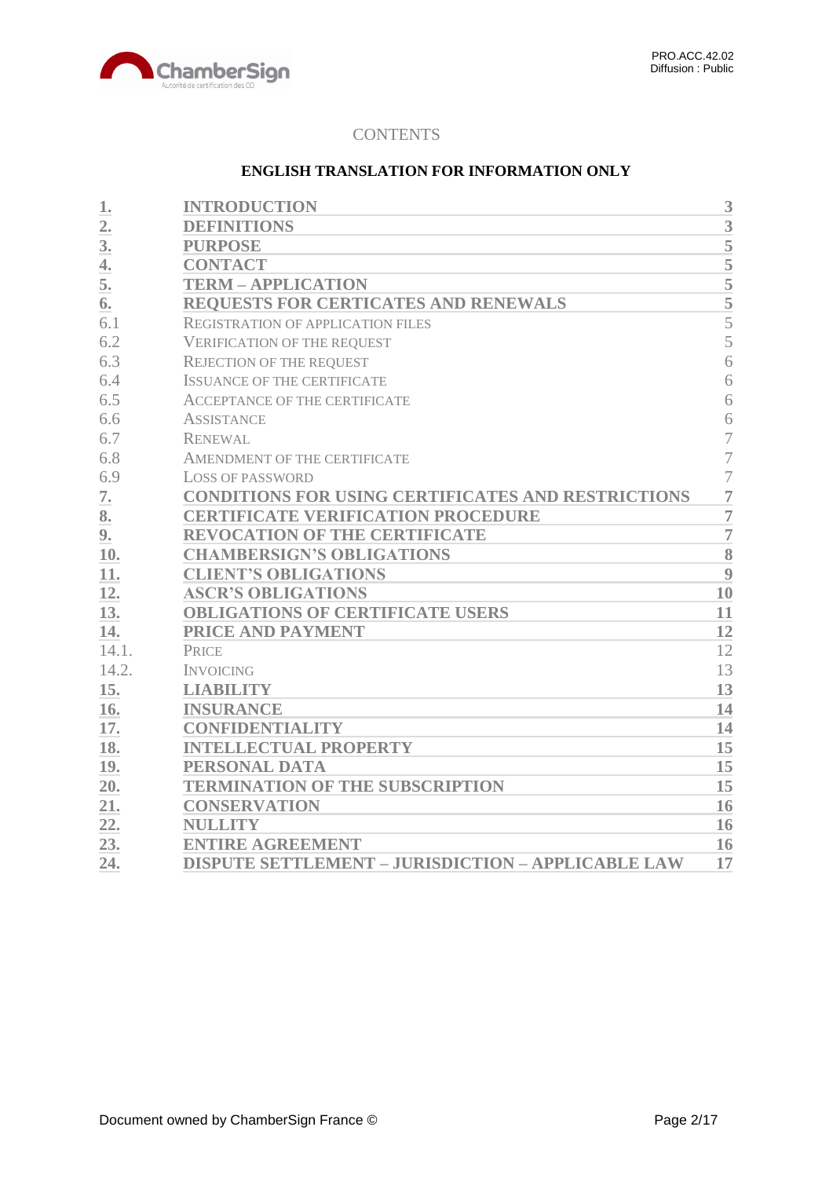CONTENTS

**ENGLISH TRANSLATION FOR INFORMATION ONLY**

| | | |
|---|---|---|
| **1.** | **INTRODUCTION** | **3** |
| **2.** | **DEFINITIONS** | **3** |
| **3.** | **PURPOSE** | **5** |
| **4.** | **CONTACT** | **5** |
| **5.** | **TERM – APPLICATION** | **5** |
| **6.** | **REQUESTS FOR CERTICATES AND RENEWALS** | **5** |
| 6.1 | REGISTRATION OF APPLICATION FILES | 5 |
| 6.2 | VERIFICATION OF THE REQUEST | 5 |
| 6.3 | REJECTION OF THE REQUEST | 6 |
| 6.4 | ISSUANCE OF THE CERTIFICATE | 6 |
| 6.5 | ACCEPTANCE OF THE CERTIFICATE | 6 |
| 6.6 | ASSISTANCE | 6 |
| 6.7 | RENEWAL | 7 |
| 6.8 | AMENDMENT OF THE CERTIFICATE | 7 |
| 6.9 | LOSS OF PASSWORD | 7 |
| **7.** | **CONDITIONS FOR USING CERTIFICATES AND RESTRICTIONS** | **7** |
| **8.** | **CERTIFICATE VERIFICATION PROCEDURE** | **7** |
| **9.** | **REVOCATION OF THE CERTIFICATE** | **7** |
| **10.** | **CHAMBERSIGN'S OBLIGATIONS** | **8** |
| **11.** | **CLIENT'S OBLIGATIONS** | **9** |
| **12.** | **ASCR'S OBLIGATIONS** | **10** |
| **13.** | **OBLIGATIONS OF CERTIFICATE USERS** | **11** |
| **14.** | **PRICE AND PAYMENT** | **12** |
| 14.1. | PRICE | 12 |
| 14.2. | INVOICING | 13 |
| **15.** | **LIABILITY** | **13** |
| **16.** | **INSURANCE** | **14** |
| **17.** | **CONFIDENTIALITY** | **14** |
| **18.** | **INTELLECTUAL PROPERTY** | **15** |
| **19.** | **PERSONAL DATA** | **15** |
| **20.** | **TERMINATION OF THE SUBSCRIPTION** | **15** |
| **21.** | **CONSERVATION** | **16** |
| **22.** | **NULLITY** | **16** |
| **23.** | **ENTIRE AGREEMENT** | **16** |
| **24.** | **DISPUTE SETTLEMENT – JURISDICTION – APPLICABLE LAW** | **17** |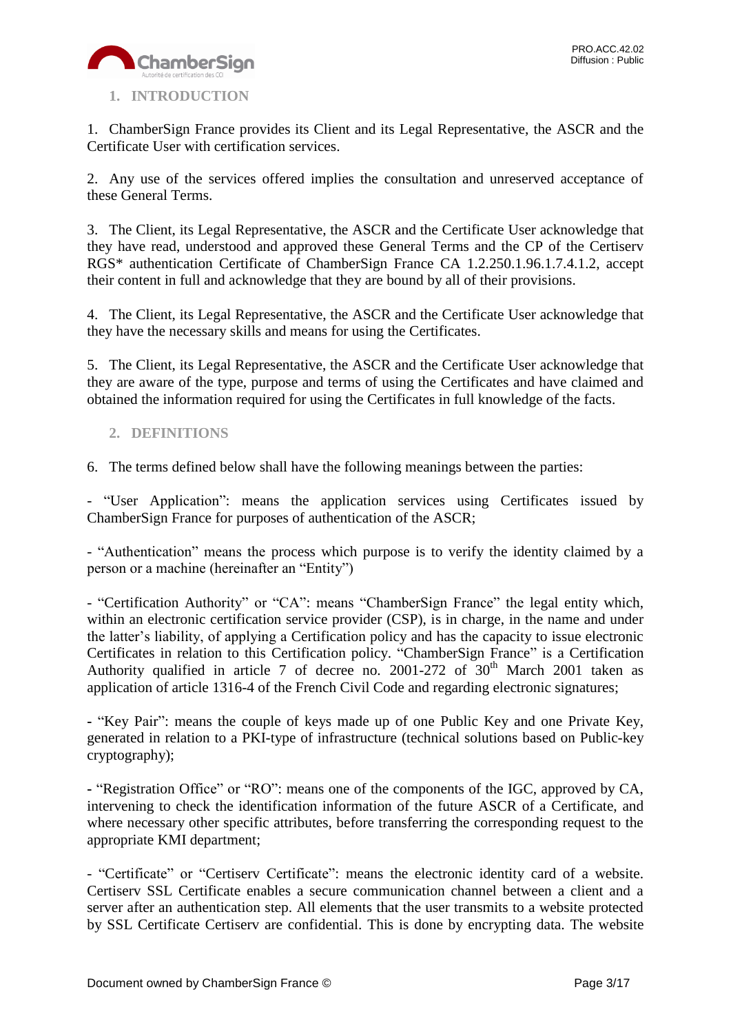## 1. INTRODUCTION

1. ChamberSign France provides its Client and its Legal Representative, the ASCR and the Certificate User with certification services.

2. Any use of the services offered implies the consultation and unreserved acceptance of these General Terms.

3. The Client, its Legal Representative, the ASCR and the Certificate User acknowledge that they have read, understood and approved these General Terms and the CP of the Certiserv RGS* authentication Certificate of ChamberSign France CA 1.2.250.1.96.1.7.4.1.2, accept their content in full and acknowledge that they are bound by all of their provisions.

4. The Client, its Legal Representative, the ASCR and the Certificate User acknowledge that they have the necessary skills and means for using the Certificates.

5. The Client, its Legal Representative, the ASCR and the Certificate User acknowledge that they are aware of the type, purpose and terms of using the Certificates and have claimed and obtained the information required for using the Certificates in full knowledge of the facts.

## 2. DEFINITIONS

6. The terms defined below shall have the following meanings between the parties:

- "User Application": means the application services using Certificates issued by ChamberSign France for purposes of authentication of the ASCR;

- "Authentication" means the process which purpose is to verify the identity claimed by a person or a machine (hereinafter an "Entity")

- "Certification Authority" or "CA": means "ChamberSign France" the legal entity which, within an electronic certification service provider (CSP), is in charge, in the name and under the latter's liability, of applying a Certification policy and has the capacity to issue electronic Certificates in relation to this Certification policy. "ChamberSign France" is a Certification Authority qualified in article 7 of decree no. 2001-272 of 30th March 2001 taken as application of article 1316-4 of the French Civil Code and regarding electronic signatures;

- "Key Pair": means the couple of keys made up of one Public Key and one Private Key, generated in relation to a PKI-type of infrastructure (technical solutions based on Public-key cryptography);

- "Registration Office" or "RO": means one of the components of the IGC, approved by CA, intervening to check the identification information of the future ASCR of a Certificate, and where necessary other specific attributes, before transferring the corresponding request to the appropriate KMI department;

- "Certificate" or "Certiserv Certificate": means the electronic identity card of a website. Certiserv SSL Certificate enables a secure communication channel between a client and a server after an authentication step. All elements that the user transmits to a website protected by SSL Certificate Certiserv are confidential. This is done by encrypting data. The website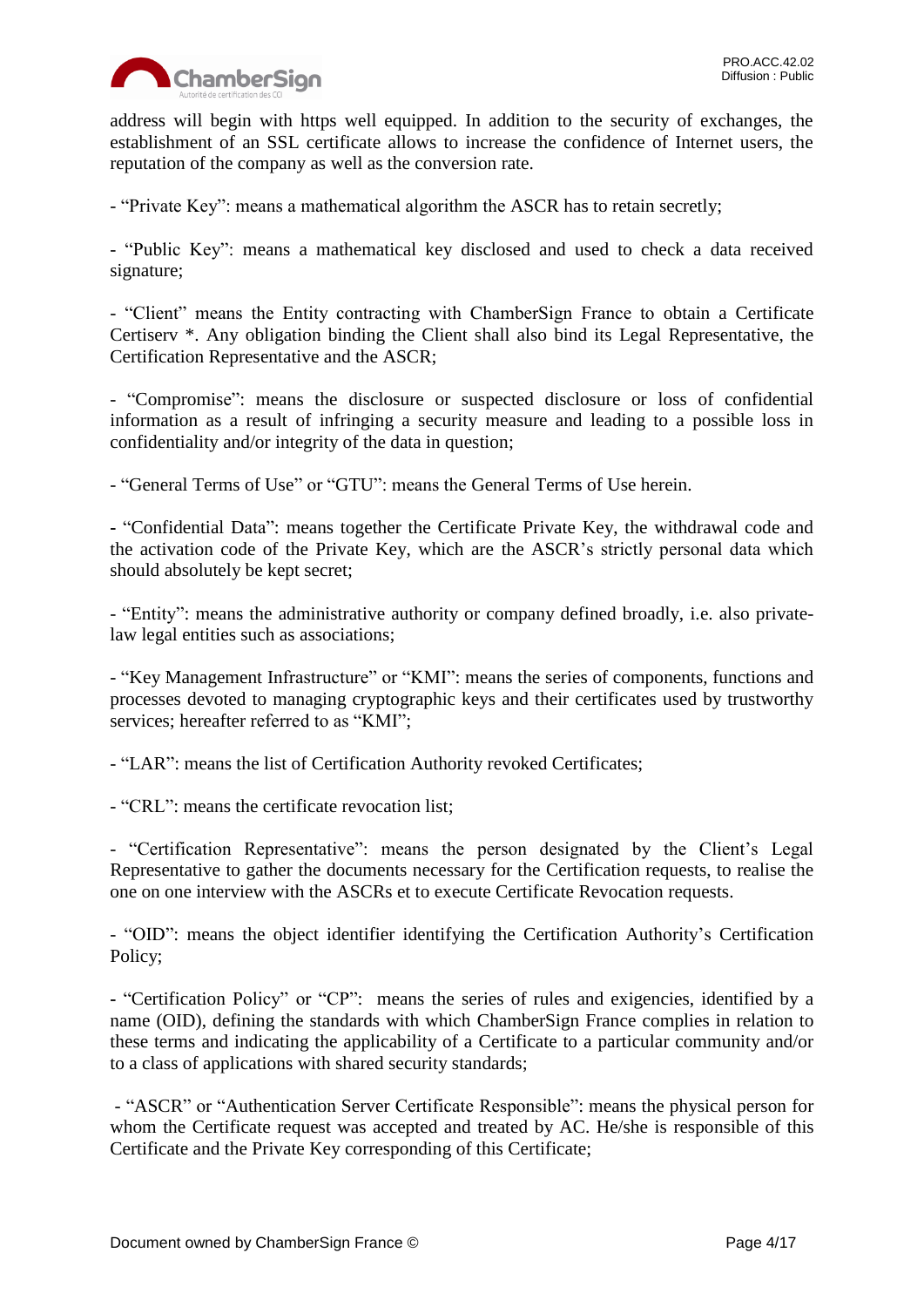address will begin with https well equipped. In addition to the security of exchanges, the establishment of an SSL certificate allows to increase the confidence of Internet users, the reputation of the company as well as the conversion rate.

- “Private Key”: means a mathematical algorithm the ASCR has to retain secretly;

- “Public Key”: means a mathematical key disclosed and used to check a data received signature;

- “Client” means the Entity contracting with ChamberSign France to obtain a Certificate Certiserv *. Any obligation binding the Client shall also bind its Legal Representative, the Certification Representative and the ASCR;

- “Compromise”: means the disclosure or suspected disclosure or loss of confidential information as a result of infringing a security measure and leading to a possible loss in confidentiality and/or integrity of the data in question;

- “General Terms of Use” or “GTU”: means the General Terms of Use herein.

- “Confidential Data”: means together the Certificate Private Key, the withdrawal code and the activation code of the Private Key, which are the ASCR’s strictly personal data which should absolutely be kept secret;

- “Entity”: means the administrative authority or company defined broadly, i.e. also private-law legal entities such as associations;

- “Key Management Infrastructure” or “KMI”: means the series of components, functions and processes devoted to managing cryptographic keys and their certificates used by trustworthy services; hereafter referred to as “KMI”;

- “LAR”: means the list of Certification Authority revoked Certificates;

- “CRL”: means the certificate revocation list;

- “Certification Representative”: means the person designated by the Client’s Legal Representative to gather the documents necessary for the Certification requests, to realise the one on one interview with the ASCRs et to execute Certificate Revocation requests.

- “OID”: means the object identifier identifying the Certification Authority’s Certification Policy;

- “Certification Policy” or “CP”: means the series of rules and exigencies, identified by a name (OID), defining the standards with which ChamberSign France complies in relation to these terms and indicating the applicability of a Certificate to a particular community and/or to a class of applications with shared security standards;

- “ASCR” or “Authentication Server Certificate Responsible”: means the physical person for whom the Certificate request was accepted and treated by AC. He/she is responsible of this Certificate and the Private Key corresponding of this Certificate;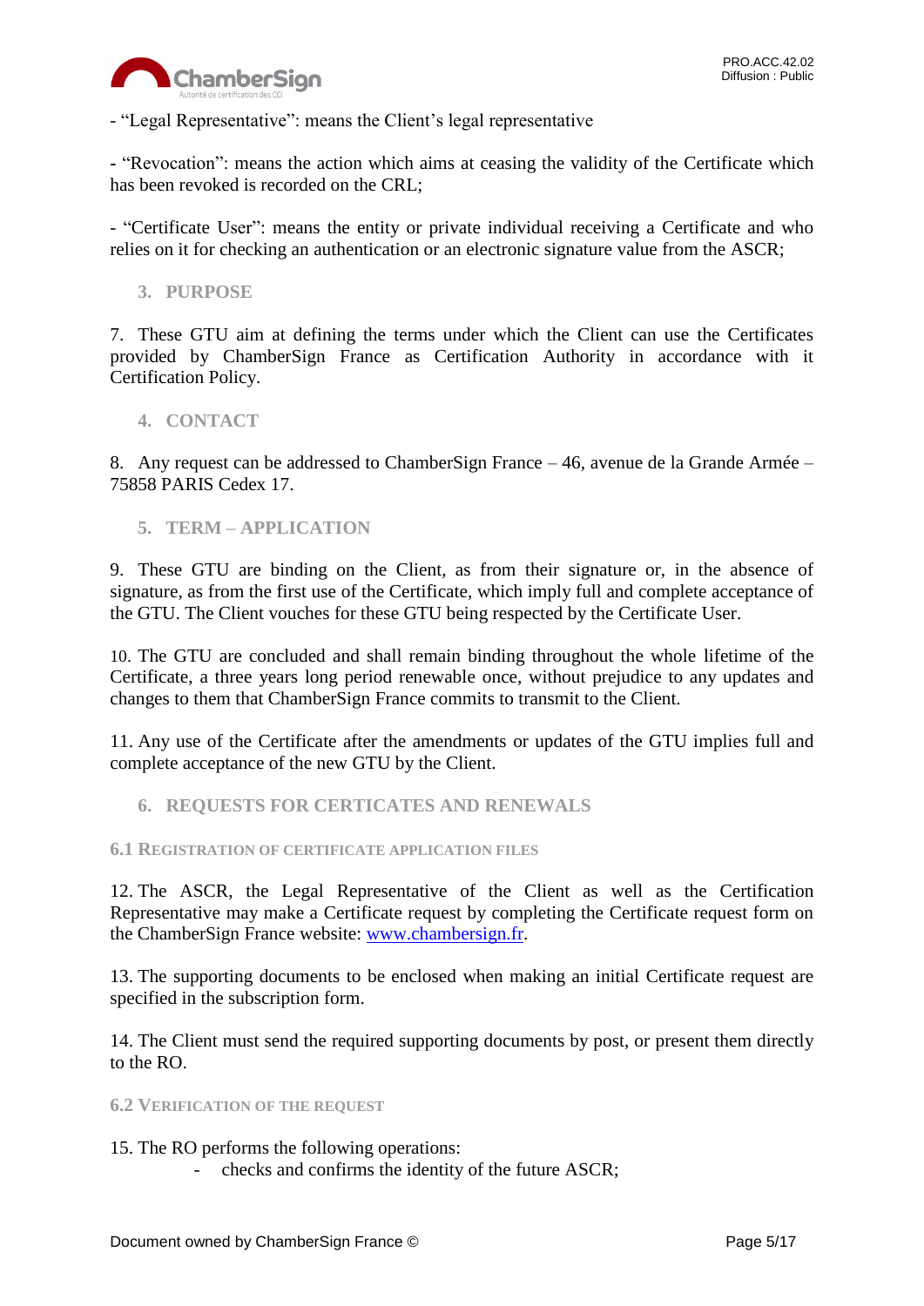- “Legal Representative”: means the Client’s legal representative

- “Revocation”: means the action which aims at ceasing the validity of the Certificate which has been revoked is recorded on the CRL;

- “Certificate User”: means the entity or private individual receiving a Certificate and who relies on it for checking an authentication or an electronic signature value from the ASCR;

## 3. PURPOSE

7. These GTU aim at defining the terms under which the Client can use the Certificates provided by ChamberSign France as Certification Authority in accordance with it Certification Policy.

## 4. CONTACT

8. Any request can be addressed to ChamberSign France – 46, avenue de la Grande Armée – 75858 PARIS Cedex 17.

## 5. TERM – APPLICATION

9. These GTU are binding on the Client, as from their signature or, in the absence of signature, as from the first use of the Certificate, which imply full and complete acceptance of the GTU. The Client vouches for these GTU being respected by the Certificate User.

10. The GTU are concluded and shall remain binding throughout the whole lifetime of the Certificate, a three years long period renewable once, without prejudice to any updates and changes to them that ChamberSign France commits to transmit to the Client.

11. Any use of the Certificate after the amendments or updates of the GTU implies full and complete acceptance of the new GTU by the Client.

## 6. REQUESTS FOR CERTICATES AND RENEWALS

### 6.1 REGISTRATION OF CERTIFICATE APPLICATION FILES

12. The ASCR, the Legal Representative of the Client as well as the Certification Representative may make a Certificate request by completing the Certificate request form on the ChamberSign France website: [www.chambersign.fr](www.chambersign.fr).

13. The supporting documents to be enclosed when making an initial Certificate request are specified in the subscription form.

14. The Client must send the required supporting documents by post, or present them directly to the RO.

### 6.2 VERIFICATION OF THE REQUEST

15. The RO performs the following operations:
   - checks and confirms the identity of the future ASCR;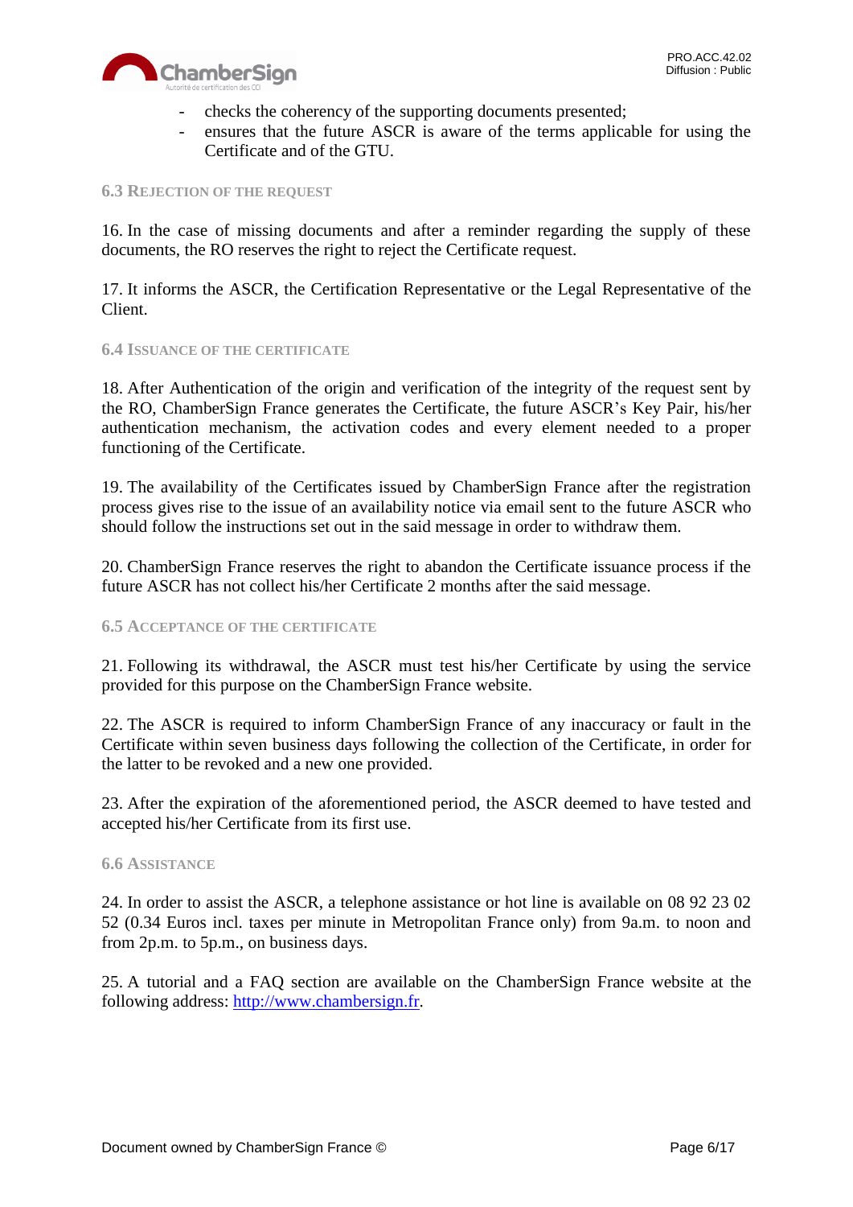- checks the coherency of the supporting documents presented;
- ensures that the future ASCR is aware of the terms applicable for using the Certificate and of the GTU.

### 6.3 Rejection of the request

16. In the case of missing documents and after a reminder regarding the supply of these documents, the RO reserves the right to reject the Certificate request.

17. It informs the ASCR, the Certification Representative or the Legal Representative of the Client.

### 6.4 Issuance of the certificate

18. After Authentication of the origin and verification of the integrity of the request sent by the RO, ChamberSign France generates the Certificate, the future ASCR's Key Pair, his/her authentication mechanism, the activation codes and every element needed to a proper functioning of the Certificate.

19. The availability of the Certificates issued by ChamberSign France after the registration process gives rise to the issue of an availability notice via email sent to the future ASCR who should follow the instructions set out in the said message in order to withdraw them.

20. ChamberSign France reserves the right to abandon the Certificate issuance process if the future ASCR has not collect his/her Certificate 2 months after the said message.

### 6.5 Acceptance of the certificate

21. Following its withdrawal, the ASCR must test his/her Certificate by using the service provided for this purpose on the ChamberSign France website.

22. The ASCR is required to inform ChamberSign France of any inaccuracy or fault in the Certificate within seven business days following the collection of the Certificate, in order for the latter to be revoked and a new one provided.

23. After the expiration of the aforementioned period, the ASCR deemed to have tested and accepted his/her Certificate from its first use.

### 6.6 Assistance

24. In order to assist the ASCR, a telephone assistance or hot line is available on 08 92 23 02 52 (0.34 Euros incl. taxes per minute in Metropolitan France only) from 9a.m. to noon and from 2p.m. to 5p.m., on business days.

25. A tutorial and a FAQ section are available on the ChamberSign France website at the following address: [http://www.chambersign.fr](http://www.chambersign.fr).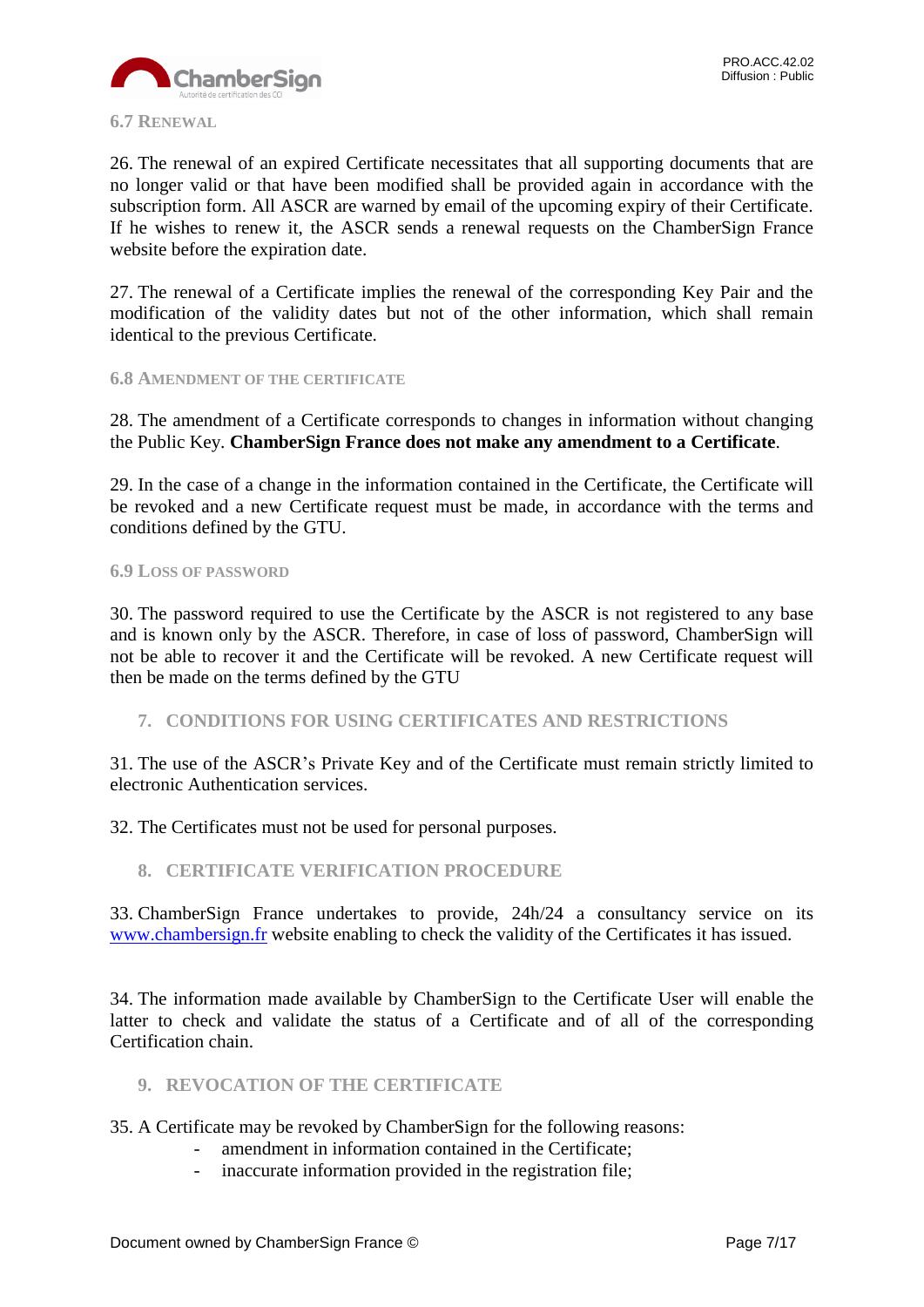### 6.7 Renewal

26. The renewal of an expired Certificate necessitates that all supporting documents that are no longer valid or that have been modified shall be provided again in accordance with the subscription form. All ASCR are warned by email of the upcoming expiry of their Certificate. If he wishes to renew it, the ASCR sends a renewal requests on the ChamberSign France website before the expiration date.

27. The renewal of a Certificate implies the renewal of the corresponding Key Pair and the modification of the validity dates but not of the other information, which shall remain identical to the previous Certificate.

### 6.8 Amendment of the certificate

28. The amendment of a Certificate corresponds to changes in information without changing the Public Key. **ChamberSign France does not make any amendment to a Certificate**.

29. In the case of a change in the information contained in the Certificate, the Certificate will be revoked and a new Certificate request must be made, in accordance with the terms and conditions defined by the GTU.

### 6.9 Loss of password

30. The password required to use the Certificate by the ASCR is not registered to any base and is known only by the ASCR. Therefore, in case of loss of password, ChamberSign will not be able to recover it and the Certificate will be revoked. A new Certificate request will then be made on the terms defined by the GTU

## 7. CONDITIONS FOR USING CERTIFICATES AND RESTRICTIONS

31. The use of the ASCR's Private Key and of the Certificate must remain strictly limited to electronic Authentication services.

32. The Certificates must not be used for personal purposes.

## 8. CERTIFICATE VERIFICATION PROCEDURE

33. ChamberSign France undertakes to provide, 24h/24 a consultancy service on its www.chambersign.fr website enabling to check the validity of the Certificates it has issued.

34. The information made available by ChamberSign to the Certificate User will enable the latter to check and validate the status of a Certificate and of all of the corresponding Certification chain.

## 9. REVOCATION OF THE CERTIFICATE

35. A Certificate may be revoked by ChamberSign for the following reasons:

- amendment in information contained in the Certificate;
- inaccurate information provided in the registration file;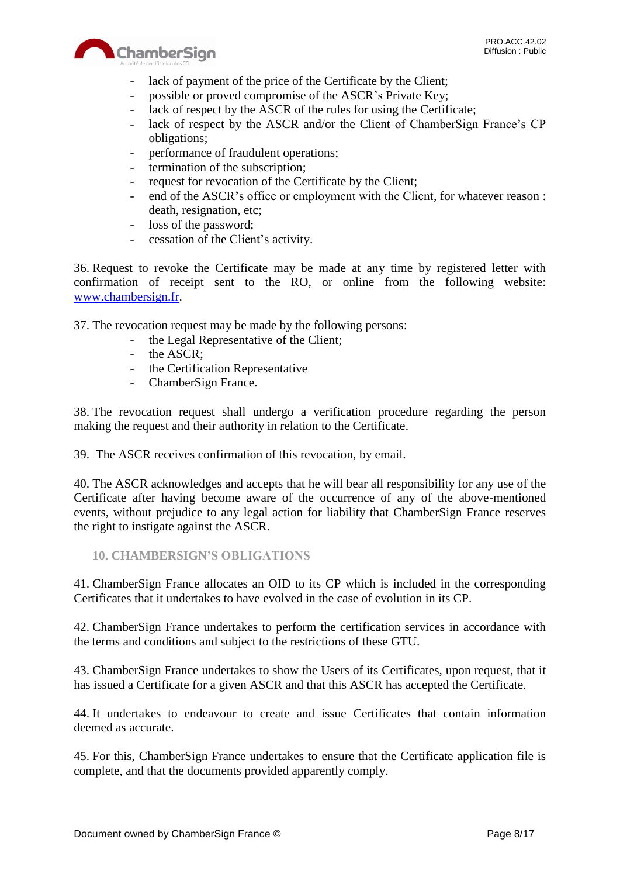- lack of payment of the price of the Certificate by the Client;
- possible or proved compromise of the ASCR's Private Key;
- lack of respect by the ASCR of the rules for using the Certificate;
- lack of respect by the ASCR and/or the Client of ChamberSign France's CP obligations;
- performance of fraudulent operations;
- termination of the subscription;
- request for revocation of the Certificate by the Client;
- end of the ASCR's office or employment with the Client, for whatever reason : death, resignation, etc;
- loss of the password;
- cessation of the Client's activity.

36. Request to revoke the Certificate may be made at any time by registered letter with confirmation of receipt sent to the RO, or online from the following website: [www.chambersign.fr](http://www.chambersign.fr).

37. The revocation request may be made by the following persons:

- the Legal Representative of the Client;
- the ASCR;
- the Certification Representative
- ChamberSign France.

38. The revocation request shall undergo a verification procedure regarding the person making the request and their authority in relation to the Certificate.

39. The ASCR receives confirmation of this revocation, by email.

40. The ASCR acknowledges and accepts that he will bear all responsibility for any use of the Certificate after having become aware of the occurrence of any of the above-mentioned events, without prejudice to any legal action for liability that ChamberSign France reserves the right to instigate against the ASCR.

## 10. CHAMBERSIGN'S OBLIGATIONS

41. ChamberSign France allocates an OID to its CP which is included in the corresponding Certificates that it undertakes to have evolved in the case of evolution in its CP.

42. ChamberSign France undertakes to perform the certification services in accordance with the terms and conditions and subject to the restrictions of these GTU.

43. ChamberSign France undertakes to show the Users of its Certificates, upon request, that it has issued a Certificate for a given ASCR and that this ASCR has accepted the Certificate.

44. It undertakes to endeavour to create and issue Certificates that contain information deemed as accurate.

45. For this, ChamberSign France undertakes to ensure that the Certificate application file is complete, and that the documents provided apparently comply.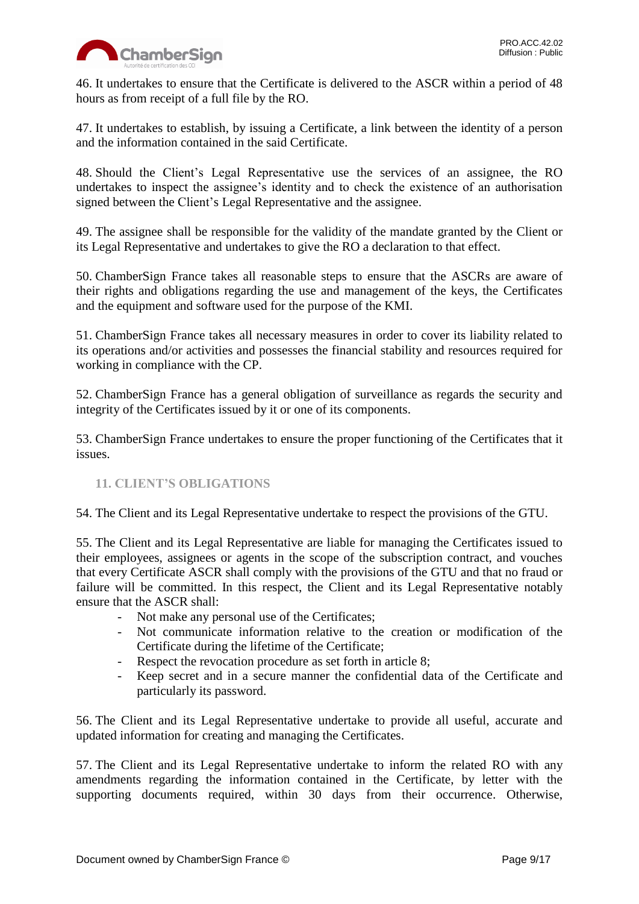46. It undertakes to ensure that the Certificate is delivered to the ASCR within a period of 48 hours as from receipt of a full file by the RO.

47. It undertakes to establish, by issuing a Certificate, a link between the identity of a person and the information contained in the said Certificate.

48. Should the Client's Legal Representative use the services of an assignee, the RO undertakes to inspect the assignee's identity and to check the existence of an authorisation signed between the Client's Legal Representative and the assignee.

49. The assignee shall be responsible for the validity of the mandate granted by the Client or its Legal Representative and undertakes to give the RO a declaration to that effect.

50. ChamberSign France takes all reasonable steps to ensure that the ASCRs are aware of their rights and obligations regarding the use and management of the keys, the Certificates and the equipment and software used for the purpose of the KMI.

51. ChamberSign France takes all necessary measures in order to cover its liability related to its operations and/or activities and possesses the financial stability and resources required for working in compliance with the CP.

52. ChamberSign France has a general obligation of surveillance as regards the security and integrity of the Certificates issued by it or one of its components.

53. ChamberSign France undertakes to ensure the proper functioning of the Certificates that it issues.

## 11. CLIENT'S OBLIGATIONS

54. The Client and its Legal Representative undertake to respect the provisions of the GTU.

55. The Client and its Legal Representative are liable for managing the Certificates issued to their employees, assignees or agents in the scope of the subscription contract, and vouches that every Certificate ASCR shall comply with the provisions of the GTU and that no fraud or failure will be committed. In this respect, the Client and its Legal Representative notably ensure that the ASCR shall:

- Not make any personal use of the Certificates;
- Not communicate information relative to the creation or modification of the Certificate during the lifetime of the Certificate;
- Respect the revocation procedure as set forth in article 8;
- Keep secret and in a secure manner the confidential data of the Certificate and particularly its password.

56. The Client and its Legal Representative undertake to provide all useful, accurate and updated information for creating and managing the Certificates.

57. The Client and its Legal Representative undertake to inform the related RO with any amendments regarding the information contained in the Certificate, by letter with the supporting documents required, within 30 days from their occurrence. Otherwise,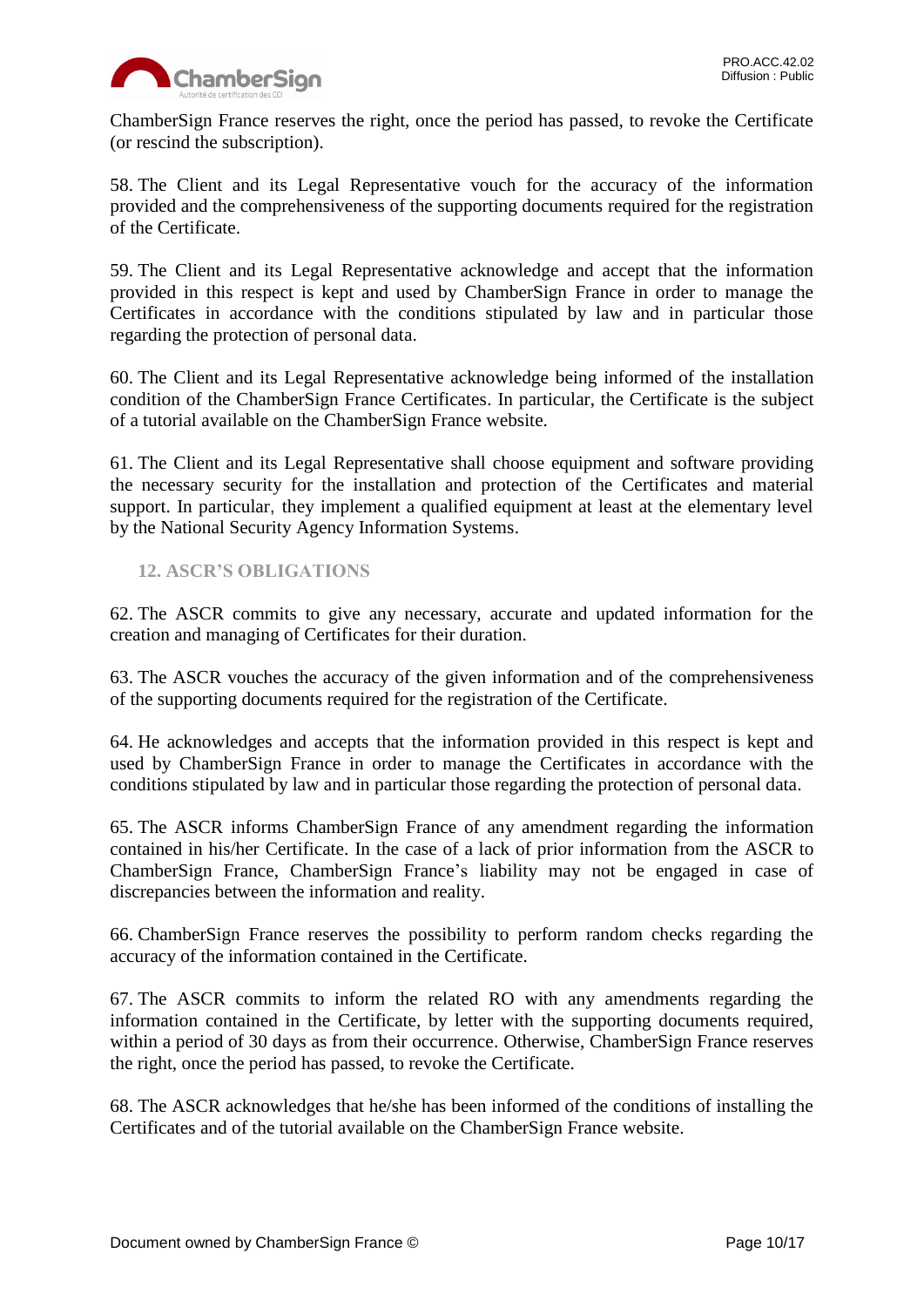ChamberSign France reserves the right, once the period has passed, to revoke the Certificate (or rescind the subscription).

58. The Client and its Legal Representative vouch for the accuracy of the information provided and the comprehensiveness of the supporting documents required for the registration of the Certificate.

59. The Client and its Legal Representative acknowledge and accept that the information provided in this respect is kept and used by ChamberSign France in order to manage the Certificates in accordance with the conditions stipulated by law and in particular those regarding the protection of personal data.

60. The Client and its Legal Representative acknowledge being informed of the installation condition of the ChamberSign France Certificates. In particular, the Certificate is the subject of a tutorial available on the ChamberSign France website.

61. The Client and its Legal Representative shall choose equipment and software providing the necessary security for the installation and protection of the Certificates and material support. In particular, they implement a qualified equipment at least at the elementary level by the National Security Agency Information Systems.

## 12. ASCR'S OBLIGATIONS

62. The ASCR commits to give any necessary, accurate and updated information for the creation and managing of Certificates for their duration.

63. The ASCR vouches the accuracy of the given information and of the comprehensiveness of the supporting documents required for the registration of the Certificate.

64. He acknowledges and accepts that the information provided in this respect is kept and used by ChamberSign France in order to manage the Certificates in accordance with the conditions stipulated by law and in particular those regarding the protection of personal data.

65. The ASCR informs ChamberSign France of any amendment regarding the information contained in his/her Certificate. In the case of a lack of prior information from the ASCR to ChamberSign France, ChamberSign France's liability may not be engaged in case of discrepancies between the information and reality.

66. ChamberSign France reserves the possibility to perform random checks regarding the accuracy of the information contained in the Certificate.

67. The ASCR commits to inform the related RO with any amendments regarding the information contained in the Certificate, by letter with the supporting documents required, within a period of 30 days as from their occurrence. Otherwise, ChamberSign France reserves the right, once the period has passed, to revoke the Certificate.

68. The ASCR acknowledges that he/she has been informed of the conditions of installing the Certificates and of the tutorial available on the ChamberSign France website.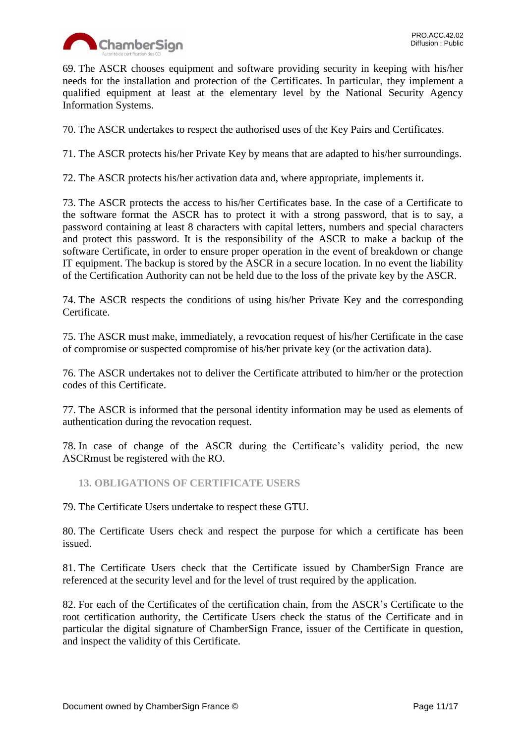69. The ASCR chooses equipment and software providing security in keeping with his/her needs for the installation and protection of the Certificates. In particular, they implement a qualified equipment at least at the elementary level by the National Security Agency Information Systems.

70. The ASCR undertakes to respect the authorised uses of the Key Pairs and Certificates.

71. The ASCR protects his/her Private Key by means that are adapted to his/her surroundings.

72. The ASCR protects his/her activation data and, where appropriate, implements it.

73. The ASCR protects the access to his/her Certificates base. In the case of a Certificate to the software format the ASCR has to protect it with a strong password, that is to say, a password containing at least 8 characters with capital letters, numbers and special characters and protect this password. It is the responsibility of the ASCR to make a backup of the software Certificate, in order to ensure proper operation in the event of breakdown or change IT equipment. The backup is stored by the ASCR in a secure location. In no event the liability of the Certification Authority can not be held due to the loss of the private key by the ASCR.

74. The ASCR respects the conditions of using his/her Private Key and the corresponding Certificate.

75. The ASCR must make, immediately, a revocation request of his/her Certificate in the case of compromise or suspected compromise of his/her private key (or the activation data).

76. The ASCR undertakes not to deliver the Certificate attributed to him/her or the protection codes of this Certificate.

77. The ASCR is informed that the personal identity information may be used as elements of authentication during the revocation request.

78. In case of change of the ASCR during the Certificate's validity period, the new ASCRmust be registered with the RO.

## 13. OBLIGATIONS OF CERTIFICATE USERS

79. The Certificate Users undertake to respect these GTU.

80. The Certificate Users check and respect the purpose for which a certificate has been issued.

81. The Certificate Users check that the Certificate issued by ChamberSign France are referenced at the security level and for the level of trust required by the application.

82. For each of the Certificates of the certification chain, from the ASCR's Certificate to the root certification authority, the Certificate Users check the status of the Certificate and in particular the digital signature of ChamberSign France, issuer of the Certificate in question, and inspect the validity of this Certificate.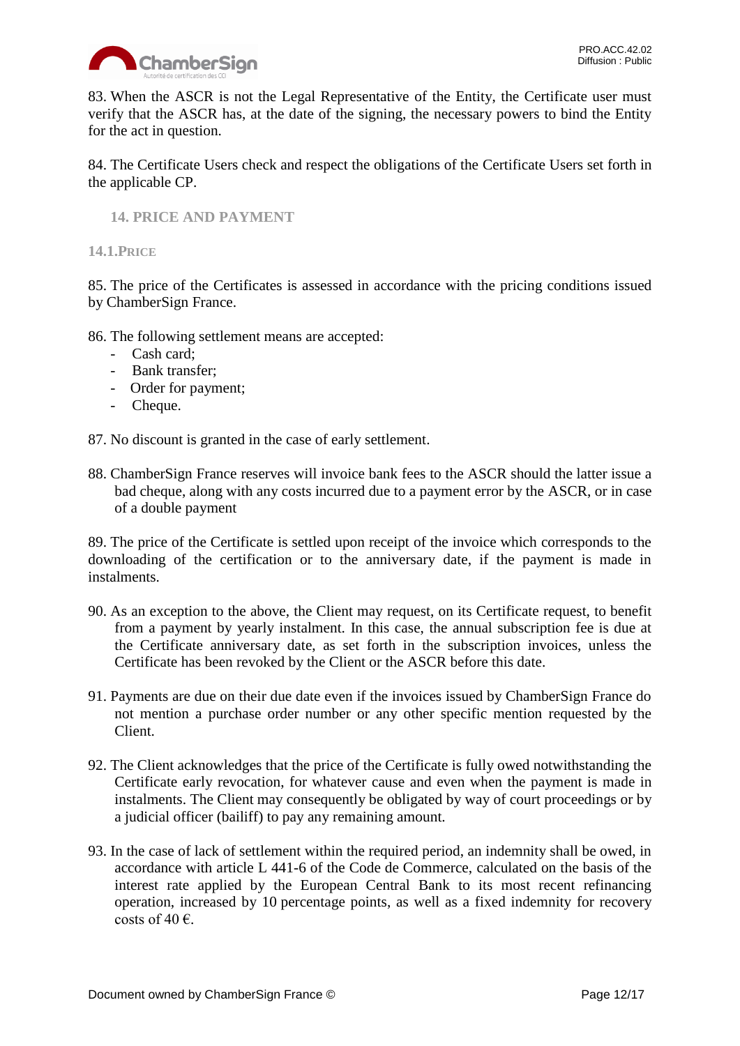83. When the ASCR is not the Legal Representative of the Entity, the Certificate user must verify that the ASCR has, at the date of the signing, the necessary powers to bind the Entity for the act in question.

84. The Certificate Users check and respect the obligations of the Certificate Users set forth in the applicable CP.

## 14. PRICE AND PAYMENT

### 14.1. PRICE

85. The price of the Certificates is assessed in accordance with the pricing conditions issued by ChamberSign France.

86. The following settlement means are accepted:

- Cash card;
- Bank transfer;
- Order for payment;
- Cheque.

87. No discount is granted in the case of early settlement.

88. ChamberSign France reserves will invoice bank fees to the ASCR should the latter issue a bad cheque, along with any costs incurred due to a payment error by the ASCR, or in case of a double payment

89. The price of the Certificate is settled upon receipt of the invoice which corresponds to the downloading of the certification or to the anniversary date, if the payment is made in instalments.

90. As an exception to the above, the Client may request, on its Certificate request, to benefit from a payment by yearly instalment. In this case, the annual subscription fee is due at the Certificate anniversary date, as set forth in the subscription invoices, unless the Certificate has been revoked by the Client or the ASCR before this date.

91. Payments are due on their due date even if the invoices issued by ChamberSign France do not mention a purchase order number or any other specific mention requested by the Client.

92. The Client acknowledges that the price of the Certificate is fully owed notwithstanding the Certificate early revocation, for whatever cause and even when the payment is made in instalments. The Client may consequently be obligated by way of court proceedings or by a judicial officer (bailiff) to pay any remaining amount.

93. In the case of lack of settlement within the required period, an indemnity shall be owed, in accordance with article L 441-6 of the Code de Commerce, calculated on the basis of the interest rate applied by the European Central Bank to its most recent refinancing operation, increased by 10 percentage points, as well as a fixed indemnity for recovery costs of 40 €.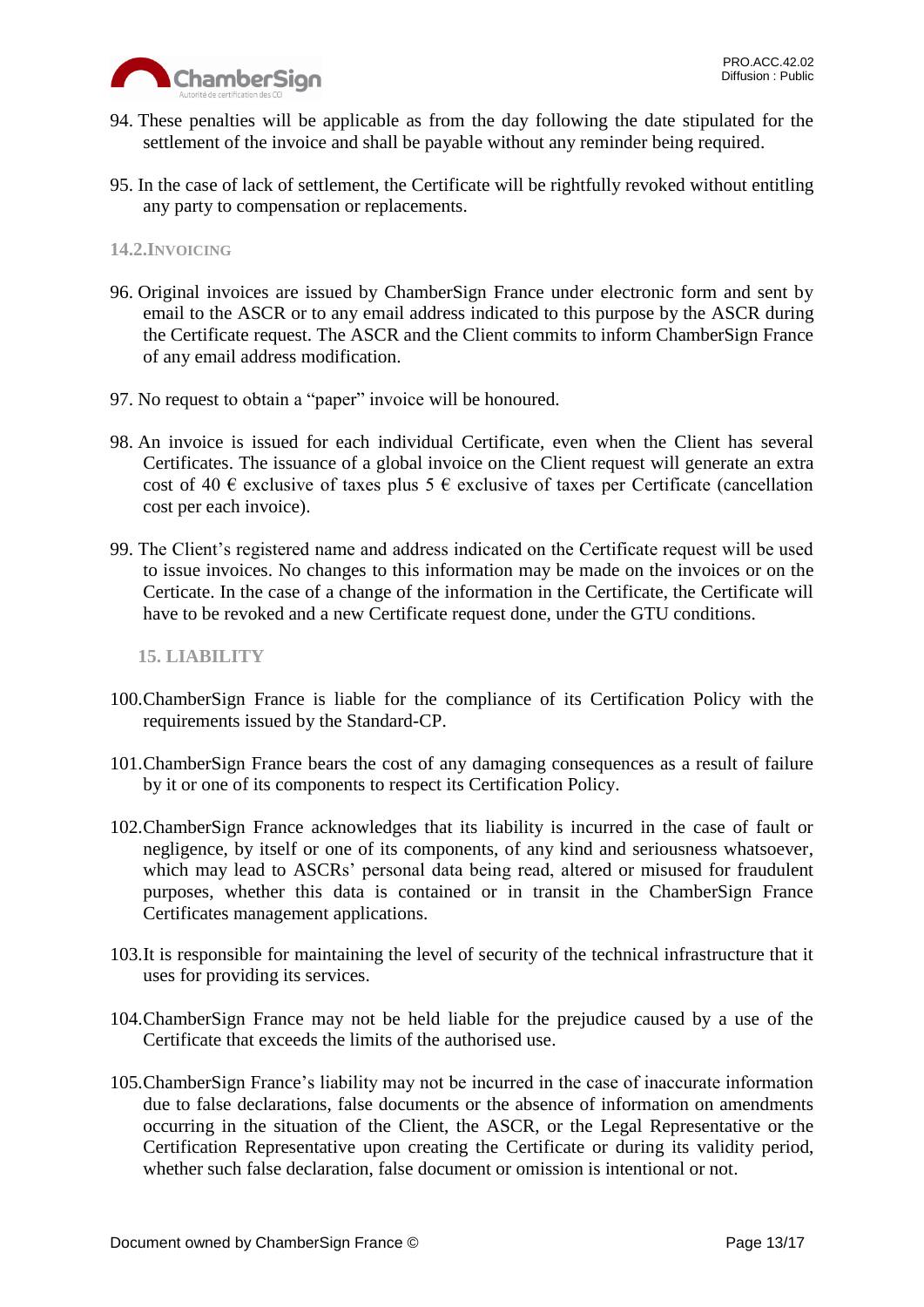94. These penalties will be applicable as from the day following the date stipulated for the settlement of the invoice and shall be payable without any reminder being required.

95. In the case of lack of settlement, the Certificate will be rightfully revoked without entitling any party to compensation or replacements.

### 14.2. Invoicing

96. Original invoices are issued by ChamberSign France under electronic form and sent by email to the ASCR or to any email address indicated to this purpose by the ASCR during the Certificate request. The ASCR and the Client commits to inform ChamberSign France of any email address modification.

97. No request to obtain a "paper" invoice will be honoured.

98. An invoice is issued for each individual Certificate, even when the Client has several Certificates. The issuance of a global invoice on the Client request will generate an extra cost of 40 € exclusive of taxes plus 5 € exclusive of taxes per Certificate (cancellation cost per each invoice).

99. The Client's registered name and address indicated on the Certificate request will be used to issue invoices. No changes to this information may be made on the invoices or on the Certicate. In the case of a change of the information in the Certificate, the Certificate will have to be revoked and a new Certificate request done, under the GTU conditions.

## 15. LIABILITY

100. ChamberSign France is liable for the compliance of its Certification Policy with the requirements issued by the Standard-CP.

101. ChamberSign France bears the cost of any damaging consequences as a result of failure by it or one of its components to respect its Certification Policy.

102. ChamberSign France acknowledges that its liability is incurred in the case of fault or negligence, by itself or one of its components, of any kind and seriousness whatsoever, which may lead to ASCRs' personal data being read, altered or misused for fraudulent purposes, whether this data is contained or in transit in the ChamberSign France Certificates management applications.

103. It is responsible for maintaining the level of security of the technical infrastructure that it uses for providing its services.

104. ChamberSign France may not be held liable for the prejudice caused by a use of the Certificate that exceeds the limits of the authorised use.

105. ChamberSign France's liability may not be incurred in the case of inaccurate information due to false declarations, false documents or the absence of information on amendments occurring in the situation of the Client, the ASCR, or the Legal Representative or the Certification Representative upon creating the Certificate or during its validity period, whether such false declaration, false document or omission is intentional or not.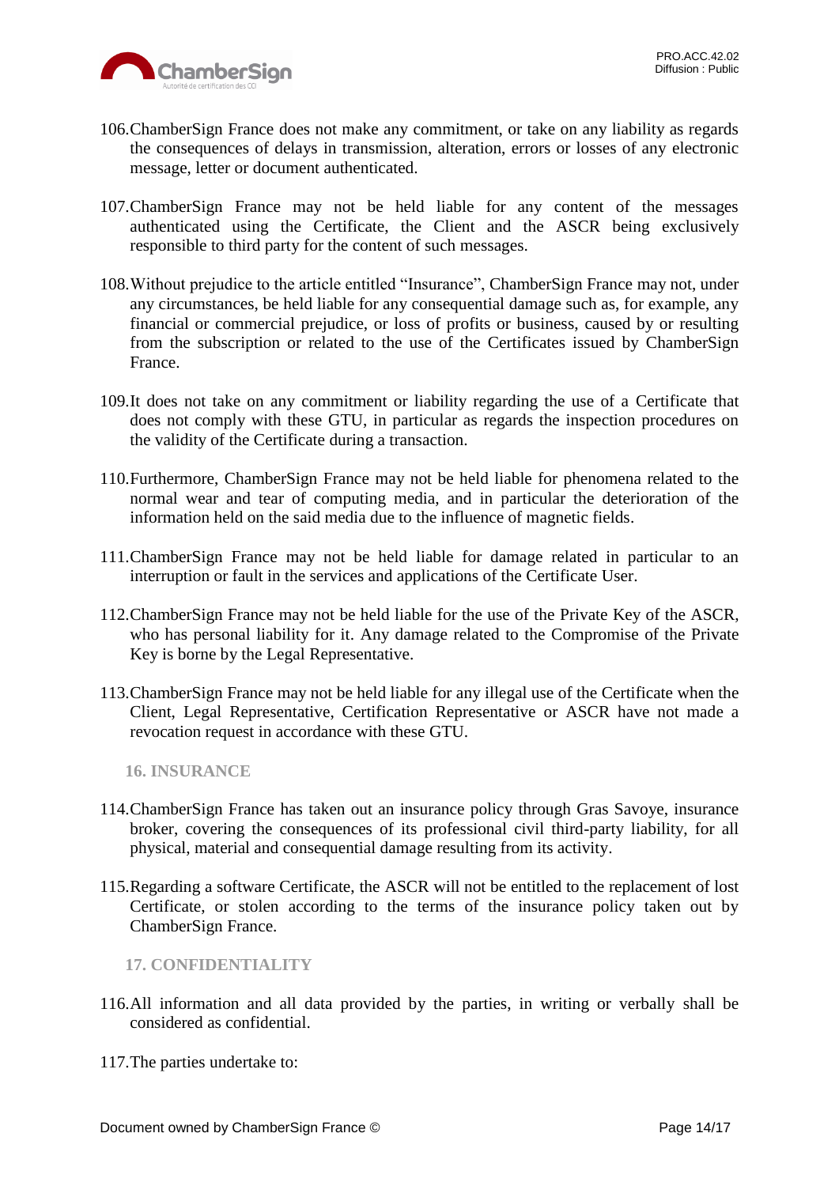106.ChamberSign France does not make any commitment, or take on any liability as regards the consequences of delays in transmission, alteration, errors or losses of any electronic message, letter or document authenticated.

107.ChamberSign France may not be held liable for any content of the messages authenticated using the Certificate, the Client and the ASCR being exclusively responsible to third party for the content of such messages.

108.Without prejudice to the article entitled "Insurance", ChamberSign France may not, under any circumstances, be held liable for any consequential damage such as, for example, any financial or commercial prejudice, or loss of profits or business, caused by or resulting from the subscription or related to the use of the Certificates issued by ChamberSign France.

109.It does not take on any commitment or liability regarding the use of a Certificate that does not comply with these GTU, in particular as regards the inspection procedures on the validity of the Certificate during a transaction.

110.Furthermore, ChamberSign France may not be held liable for phenomena related to the normal wear and tear of computing media, and in particular the deterioration of the information held on the said media due to the influence of magnetic fields.

111.ChamberSign France may not be held liable for damage related in particular to an interruption or fault in the services and applications of the Certificate User.

112.ChamberSign France may not be held liable for the use of the Private Key of the ASCR, who has personal liability for it. Any damage related to the Compromise of the Private Key is borne by the Legal Representative.

113.ChamberSign France may not be held liable for any illegal use of the Certificate when the Client, Legal Representative, Certification Representative or ASCR have not made a revocation request in accordance with these GTU.

## 16. INSURANCE

114.ChamberSign France has taken out an insurance policy through Gras Savoye, insurance broker, covering the consequences of its professional civil third-party liability, for all physical, material and consequential damage resulting from its activity.

115.Regarding a software Certificate, the ASCR will not be entitled to the replacement of lost Certificate, or stolen according to the terms of the insurance policy taken out by ChamberSign France.

## 17. CONFIDENTIALITY

116.All information and all data provided by the parties, in writing or verbally shall be considered as confidential.

117.The parties undertake to: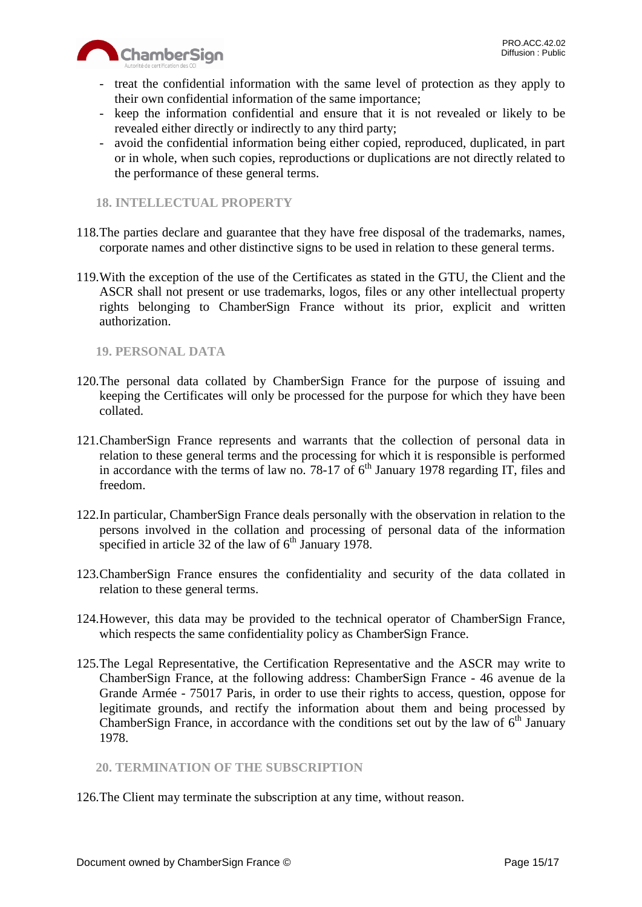- treat the confidential information with the same level of protection as they apply to their own confidential information of the same importance;
- keep the information confidential and ensure that it is not revealed or likely to be revealed either directly or indirectly to any third party;
- avoid the confidential information being either copied, reproduced, duplicated, in part or in whole, when such copies, reproductions or duplications are not directly related to the performance of these general terms.

## 18. INTELLECTUAL PROPERTY

118. The parties declare and guarantee that they have free disposal of the trademarks, names, corporate names and other distinctive signs to be used in relation to these general terms.

119. With the exception of the use of the Certificates as stated in the GTU, the Client and the ASCR shall not present or use trademarks, logos, files or any other intellectual property rights belonging to ChamberSign France without its prior, explicit and written authorization.

## 19. PERSONAL DATA

120. The personal data collated by ChamberSign France for the purpose of issuing and keeping the Certificates will only be processed for the purpose for which they have been collated.

121. ChamberSign France represents and warrants that the collection of personal data in relation to these general terms and the processing for which it is responsible is performed in accordance with the terms of law no. 78-17 of 6th January 1978 regarding IT, files and freedom.

122. In particular, ChamberSign France deals personally with the observation in relation to the persons involved in the collation and processing of personal data of the information specified in article 32 of the law of 6th January 1978.

123. ChamberSign France ensures the confidentiality and security of the data collated in relation to these general terms.

124. However, this data may be provided to the technical operator of ChamberSign France, which respects the same confidentiality policy as ChamberSign France.

125. The Legal Representative, the Certification Representative and the ASCR may write to ChamberSign France, at the following address: ChamberSign France - 46 avenue de la Grande Armée - 75017 Paris, in order to use their rights to access, question, oppose for legitimate grounds, and rectify the information about them and being processed by ChamberSign France, in accordance with the conditions set out by the law of 6th January 1978.

## 20. TERMINATION OF THE SUBSCRIPTION

126. The Client may terminate the subscription at any time, without reason.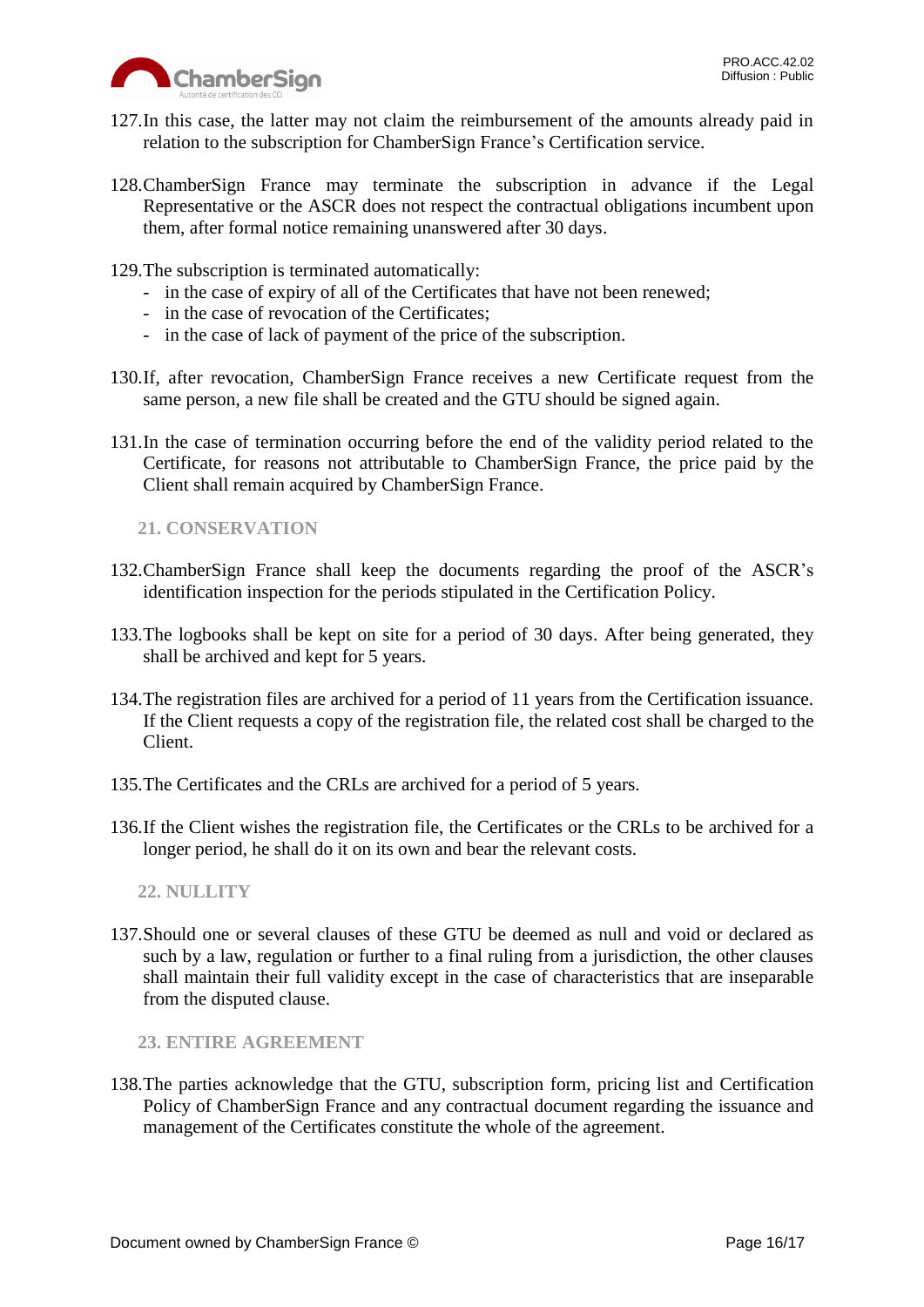127.In this case, the latter may not claim the reimbursement of the amounts already paid in relation to the subscription for ChamberSign France's Certification service.

128.ChamberSign France may terminate the subscription in advance if the Legal Representative or the ASCR does not respect the contractual obligations incumbent upon them, after formal notice remaining unanswered after 30 days.

129.The subscription is terminated automatically:

- in the case of expiry of all of the Certificates that have not been renewed;
- in the case of revocation of the Certificates;
- in the case of lack of payment of the price of the subscription.

130.If, after revocation, ChamberSign France receives a new Certificate request from the same person, a new file shall be created and the GTU should be signed again.

131.In the case of termination occurring before the end of the validity period related to the Certificate, for reasons not attributable to ChamberSign France, the price paid by the Client shall remain acquired by ChamberSign France.

## 21. CONSERVATION

132.ChamberSign France shall keep the documents regarding the proof of the ASCR's identification inspection for the periods stipulated in the Certification Policy.

133.The logbooks shall be kept on site for a period of 30 days. After being generated, they shall be archived and kept for 5 years.

134.The registration files are archived for a period of 11 years from the Certification issuance. If the Client requests a copy of the registration file, the related cost shall be charged to the Client.

135.The Certificates and the CRLs are archived for a period of 5 years.

136.If the Client wishes the registration file, the Certificates or the CRLs to be archived for a longer period, he shall do it on its own and bear the relevant costs.

## 22. NULLITY

137.Should one or several clauses of these GTU be deemed as null and void or declared as such by a law, regulation or further to a final ruling from a jurisdiction, the other clauses shall maintain their full validity except in the case of characteristics that are inseparable from the disputed clause.

## 23. ENTIRE AGREEMENT

138.The parties acknowledge that the GTU, subscription form, pricing list and Certification Policy of ChamberSign France and any contractual document regarding the issuance and management of the Certificates constitute the whole of the agreement.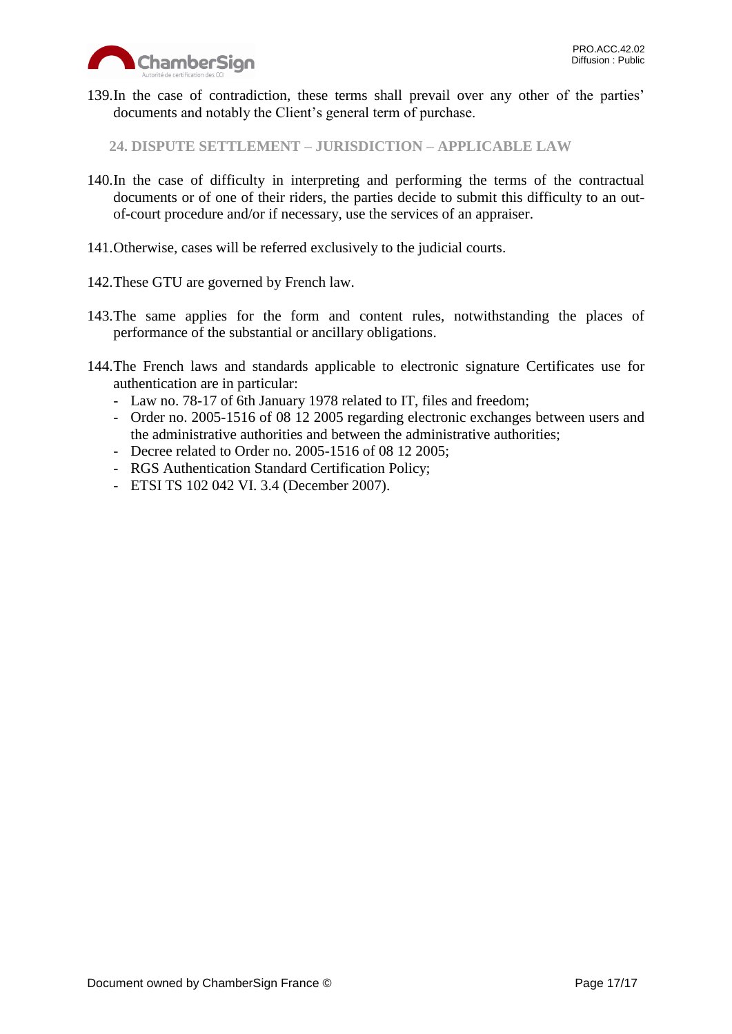139. In the case of contradiction, these terms shall prevail over any other of the parties' documents and notably the Client's general term of purchase.

## 24. DISPUTE SETTLEMENT – JURISDICTION – APPLICABLE LAW

140. In the case of difficulty in interpreting and performing the terms of the contractual documents or of one of their riders, the parties decide to submit this difficulty to an out-of-court procedure and/or if necessary, use the services of an appraiser.

141. Otherwise, cases will be referred exclusively to the judicial courts.

142. These GTU are governed by French law.

143. The same applies for the form and content rules, notwithstanding the places of performance of the substantial or ancillary obligations.

144. The French laws and standards applicable to electronic signature Certificates use for authentication are in particular:
  - Law no. 78-17 of 6th January 1978 related to IT, files and freedom;
  - Order no. 2005-1516 of 08 12 2005 regarding electronic exchanges between users and the administrative authorities and between the administrative authorities;
  - Decree related to Order no. 2005-1516 of 08 12 2005;
  - RGS Authentication Standard Certification Policy;
  - ETSI TS 102 042 VI. 3.4 (December 2007).